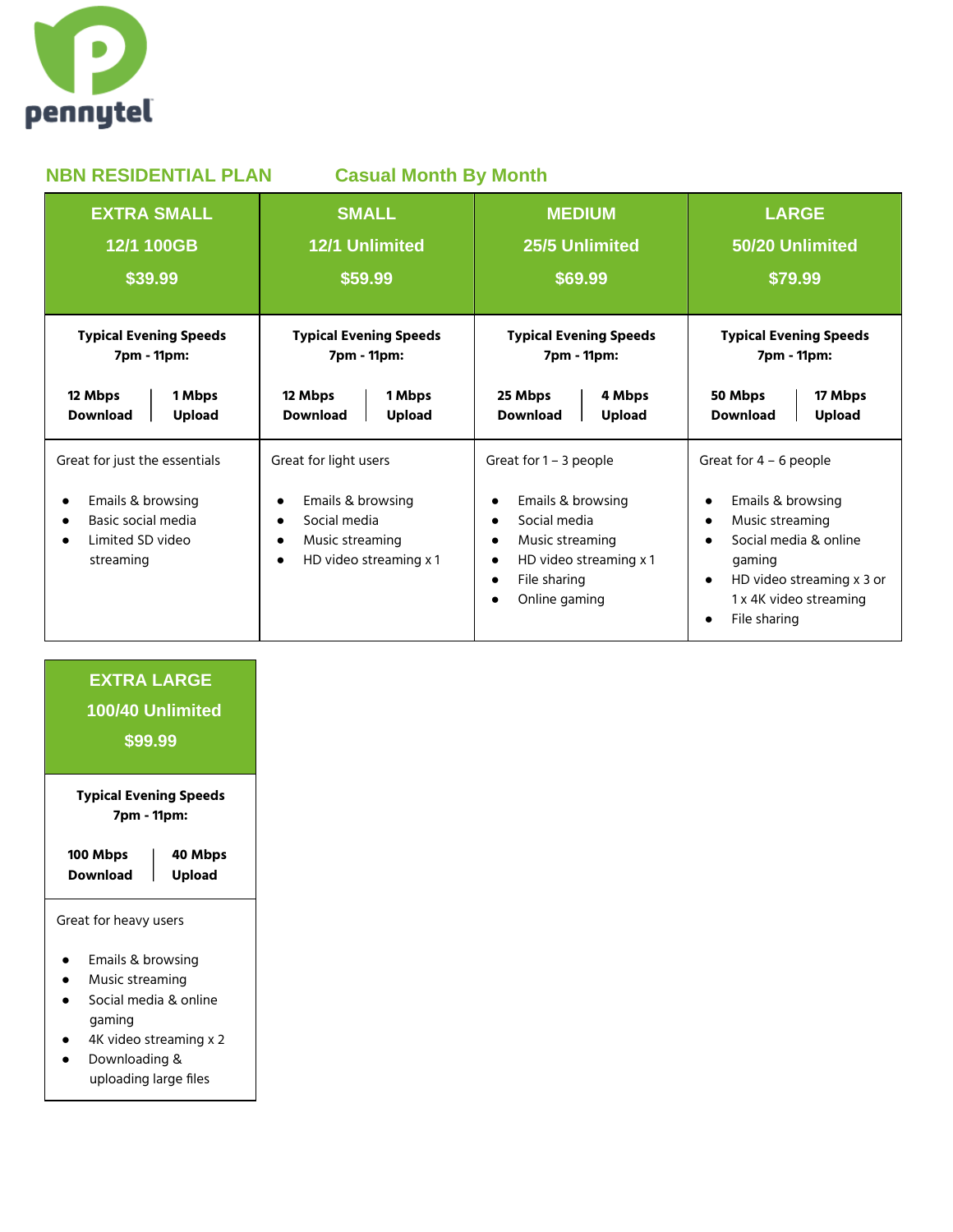pennytel

## NBN RESIDENTIAL PLAN — Casual Month By Month

| EXTRA SMALL<br>12/1 100GB<br>$39.99 | SMALL<br>12/1 Unlimited<br>$59.99 | MEDIUM<br>25/5 Unlimited<br>$69.99 | LARGE<br>50/20 Unlimited<br>$79.99 |
|---|---|---|---|
| **Typical Evening Speeds 7pm - 11pm:**<br>**12 Mbps Download** \| **1 Mbps Upload** | **Typical Evening Speeds 7pm - 11pm:**<br>**12 Mbps Download** \| **1 Mbps Upload** | **Typical Evening Speeds 7pm - 11pm:**<br>**25 Mbps Download** \| **4 Mbps Upload** | **Typical Evening Speeds 7pm - 11pm:**<br>**50 Mbps Download** \| **17 Mbps Upload** |
| Great for just the essentials<br>• Emails & browsing<br>• Basic social media<br>• Limited SD video streaming | Great for light users<br>• Emails & browsing<br>• Social media<br>• Music streaming<br>• HD video streaming x 1 | Great for 1 – 3 people<br>• Emails & browsing<br>• Social media<br>• Music streaming<br>• HD video streaming x 1<br>• File sharing<br>• Online gaming | Great for 4 – 6 people<br>• Emails & browsing<br>• Music streaming<br>• Social media & online gaming<br>• HD video streaming x 3 or 1 x 4K video streaming<br>• File sharing |

| EXTRA LARGE<br>100/40 Unlimited<br>$99.99 |
|---|
| **Typical Evening Speeds 7pm - 11pm:**<br>**100 Mbps Download** \| **40 Mbps Upload** |
| Great for heavy users<br>• Emails & browsing<br>• Music streaming<br>• Social media & online gaming<br>• 4K video streaming x 2<br>• Downloading & uploading large files |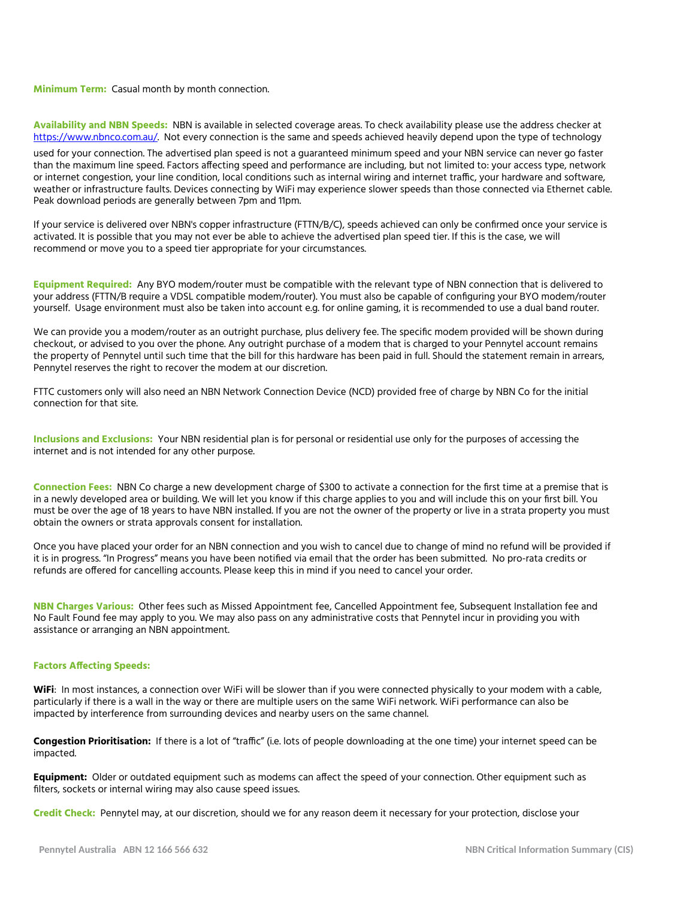**Minimum Term:** Casual month by month connection.

**Availability and NBN Speeds:** NBN is available in selected coverage areas. To check availability please use the address checker at https://www.nbnco.com.au/. Not every connection is the same and speeds achieved heavily depend upon the type of technology used for your connection. The advertised plan speed is not a guaranteed minimum speed and your NBN service can never go faster than the maximum line speed. Factors affecting speed and performance are including, but not limited to: your access type, network or internet congestion, your line condition, local conditions such as internal wiring and internet traffic, your hardware and software, weather or infrastructure faults. Devices connecting by WiFi may experience slower speeds than those connected via Ethernet cable. Peak download periods are generally between 7pm and 11pm.

If your service is delivered over NBN's copper infrastructure (FTTN/B/C), speeds achieved can only be confirmed once your service is activated. It is possible that you may not ever be able to achieve the advertised plan speed tier. If this is the case, we will recommend or move you to a speed tier appropriate for your circumstances.

**Equipment Required:** Any BYO modem/router must be compatible with the relevant type of NBN connection that is delivered to your address (FTTN/B require a VDSL compatible modem/router). You must also be capable of configuring your BYO modem/router yourself. Usage environment must also be taken into account e.g. for online gaming, it is recommended to use a dual band router.

We can provide you a modem/router as an outright purchase, plus delivery fee. The specific modem provided will be shown during checkout, or advised to you over the phone. Any outright purchase of a modem that is charged to your Pennytel account remains the property of Pennytel until such time that the bill for this hardware has been paid in full. Should the statement remain in arrears, Pennytel reserves the right to recover the modem at our discretion.

FTTC customers only will also need an NBN Network Connection Device (NCD) provided free of charge by NBN Co for the initial connection for that site.

**Inclusions and Exclusions:** Your NBN residential plan is for personal or residential use only for the purposes of accessing the internet and is not intended for any other purpose.

**Connection Fees:** NBN Co charge a new development charge of $300 to activate a connection for the first time at a premise that is in a newly developed area or building. We will let you know if this charge applies to you and will include this on your first bill. You must be over the age of 18 years to have NBN installed. If you are not the owner of the property or live in a strata property you must obtain the owners or strata approvals consent for installation.

Once you have placed your order for an NBN connection and you wish to cancel due to change of mind no refund will be provided if it is in progress. "In Progress" means you have been notified via email that the order has been submitted. No pro-rata credits or refunds are offered for cancelling accounts. Please keep this in mind if you need to cancel your order.

**NBN Charges Various:** Other fees such as Missed Appointment fee, Cancelled Appointment fee, Subsequent Installation fee and No Fault Found fee may apply to you. We may also pass on any administrative costs that Pennytel incur in providing you with assistance or arranging an NBN appointment.

**Factors Affecting Speeds:**

**WiFi**: In most instances, a connection over WiFi will be slower than if you were connected physically to your modem with a cable, particularly if there is a wall in the way or there are multiple users on the same WiFi network. WiFi performance can also be impacted by interference from surrounding devices and nearby users on the same channel.

**Congestion Prioritisation:** If there is a lot of "traffic" (i.e. lots of people downloading at the one time) your internet speed can be impacted.

**Equipment:** Older or outdated equipment such as modems can affect the speed of your connection. Other equipment such as filters, sockets or internal wiring may also cause speed issues.

**Credit Check:** Pennytel may, at our discretion, should we for any reason deem it necessary for your protection, disclose your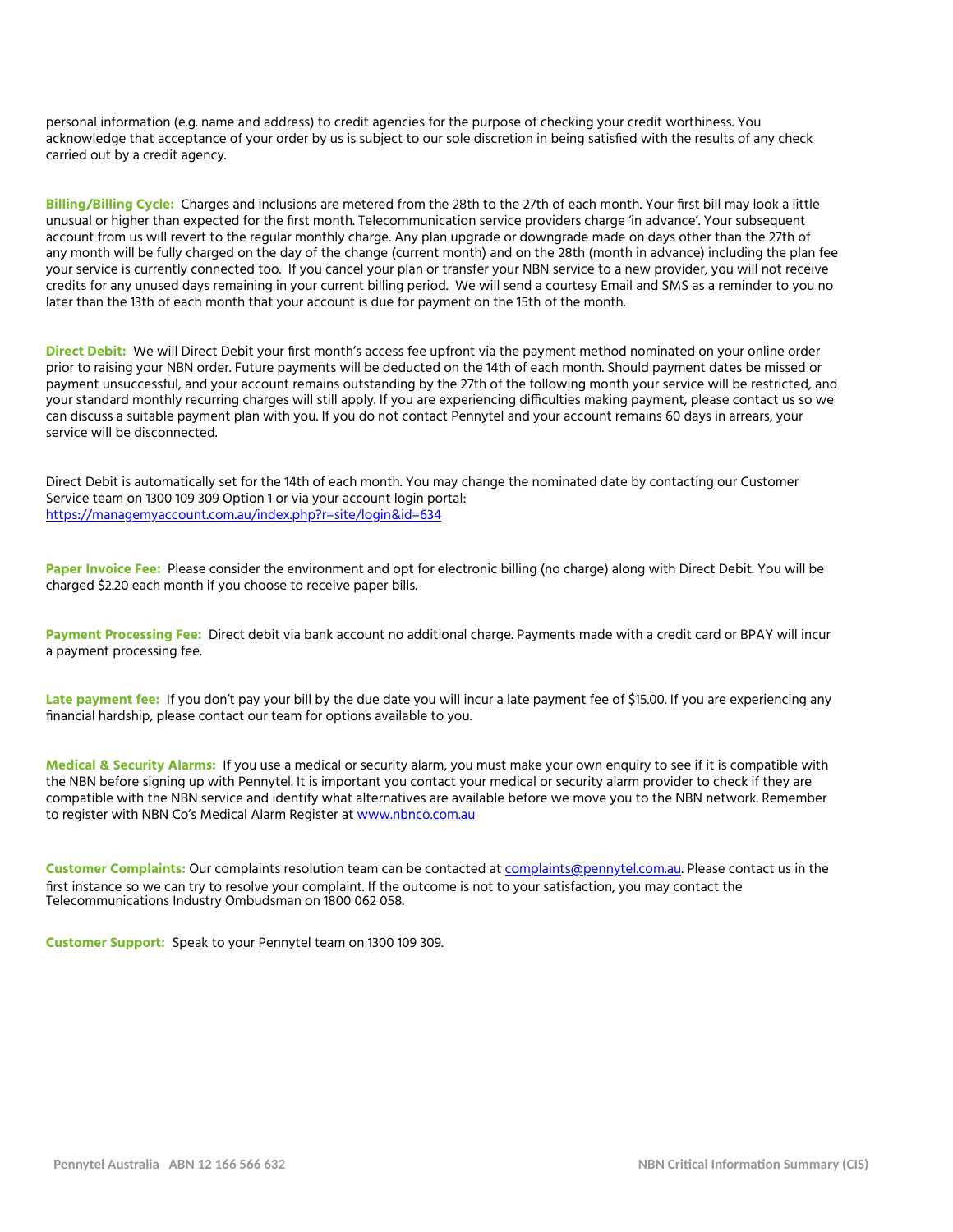personal information (e.g. name and address) to credit agencies for the purpose of checking your credit worthiness. You acknowledge that acceptance of your order by us is subject to our sole discretion in being satisfied with the results of any check carried out by a credit agency.

**Billing/Billing Cycle:** Charges and inclusions are metered from the 28th to the 27th of each month. Your first bill may look a little unusual or higher than expected for the first month. Telecommunication service providers charge 'in advance'. Your subsequent account from us will revert to the regular monthly charge. Any plan upgrade or downgrade made on days other than the 27th of any month will be fully charged on the day of the change (current month) and on the 28th (month in advance) including the plan fee your service is currently connected too. If you cancel your plan or transfer your NBN service to a new provider, you will not receive credits for any unused days remaining in your current billing period. We will send a courtesy Email and SMS as a reminder to you no later than the 13th of each month that your account is due for payment on the 15th of the month.

**Direct Debit:** We will Direct Debit your first month's access fee upfront via the payment method nominated on your online order prior to raising your NBN order. Future payments will be deducted on the 14th of each month. Should payment dates be missed or payment unsuccessful, and your account remains outstanding by the 27th of the following month your service will be restricted, and your standard monthly recurring charges will still apply. If you are experiencing difficulties making payment, please contact us so we can discuss a suitable payment plan with you. If you do not contact Pennytel and your account remains 60 days in arrears, your service will be disconnected.

Direct Debit is automatically set for the 14th of each month. You may change the nominated date by contacting our Customer Service team on 1300 109 309 Option 1 or via your account login portal: https://managemyaccount.com.au/index.php?r=site/login&id=634

**Paper Invoice Fee:** Please consider the environment and opt for electronic billing (no charge) along with Direct Debit. You will be charged $2.20 each month if you choose to receive paper bills.

**Payment Processing Fee:** Direct debit via bank account no additional charge. Payments made with a credit card or BPAY will incur a payment processing fee.

**Late payment fee:** If you don't pay your bill by the due date you will incur a late payment fee of $15.00. If you are experiencing any financial hardship, please contact our team for options available to you.

**Medical & Security Alarms:** If you use a medical or security alarm, you must make your own enquiry to see if it is compatible with the NBN before signing up with Pennytel. It is important you contact your medical or security alarm provider to check if they are compatible with the NBN service and identify what alternatives are available before we move you to the NBN network. Remember to register with NBN Co's Medical Alarm Register at www.nbnco.com.au

**Customer Complaints:** Our complaints resolution team can be contacted at complaints@pennytel.com.au. Please contact us in the first instance so we can try to resolve your complaint. If the outcome is not to your satisfaction, you may contact the Telecommunications Industry Ombudsman on 1800 062 058.

**Customer Support:** Speak to your Pennytel team on 1300 109 309.